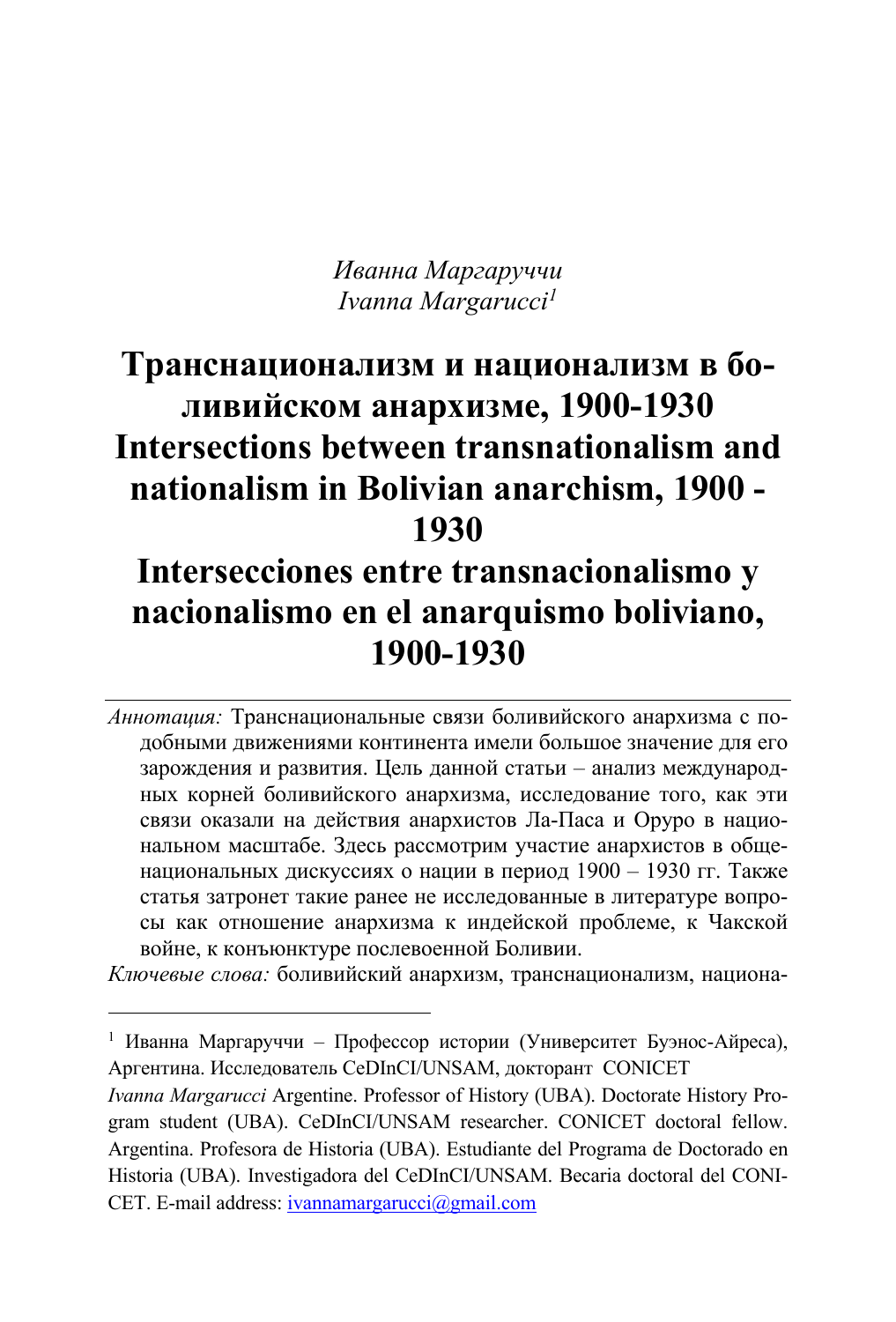*Иванна Маргаруччи*
*Ivanna Margarucci*[1]

# Транснационализм и национализм в боливийском анархизме, 1900-1930
# Intersections between transnationalism and nationalism in Bolivian anarchism, 1900 - 1930
# Intersecciones entre transnacionalismo y nacionalismo en el anarquismo boliviano, 1900-1930

*Аннотация:* Транснациональные связи боливийского анархизма с подобными движениями континента имели большое значение для его зарождения и развития. Цель данной статьи – анализ международных корней боливийского анархизма, исследование того, как эти связи оказали на действия анархистов Ла-Паса и Оруро в национальном масштабе. Здесь рассмотрим участие анархистов в общенациональных дискуссиях о нации в период 1900 – 1930 гг. Также статья затронет такие ранее не исследованные в литературе вопросы как отношение анархизма к индейской проблеме, к Чакской войне, к конъюнктуре послевоенной Боливии.

*Ключевые слова:* боливийский анархизм, транснационализм, национа-

---

[1] Иванна Маргаруччи – Профессор истории (Университет Буэнос-Айреса), Аргентина. Исследователь CeDInCI/UNSAM, докторант CONICET

*Ivanna Margarucci* Argentine. Professor of History (UBA). Doctorate History Program student (UBA). CeDInCI/UNSAM researcher. CONICET doctoral fellow. Argentina. Profesora de Historia (UBA). Estudiante del Programa de Doctorado en Historia (UBA). Investigadora del CeDInCI/UNSAM. Becaria doctoral del CONICET. E-mail address: ivannamargarucci@gmail.com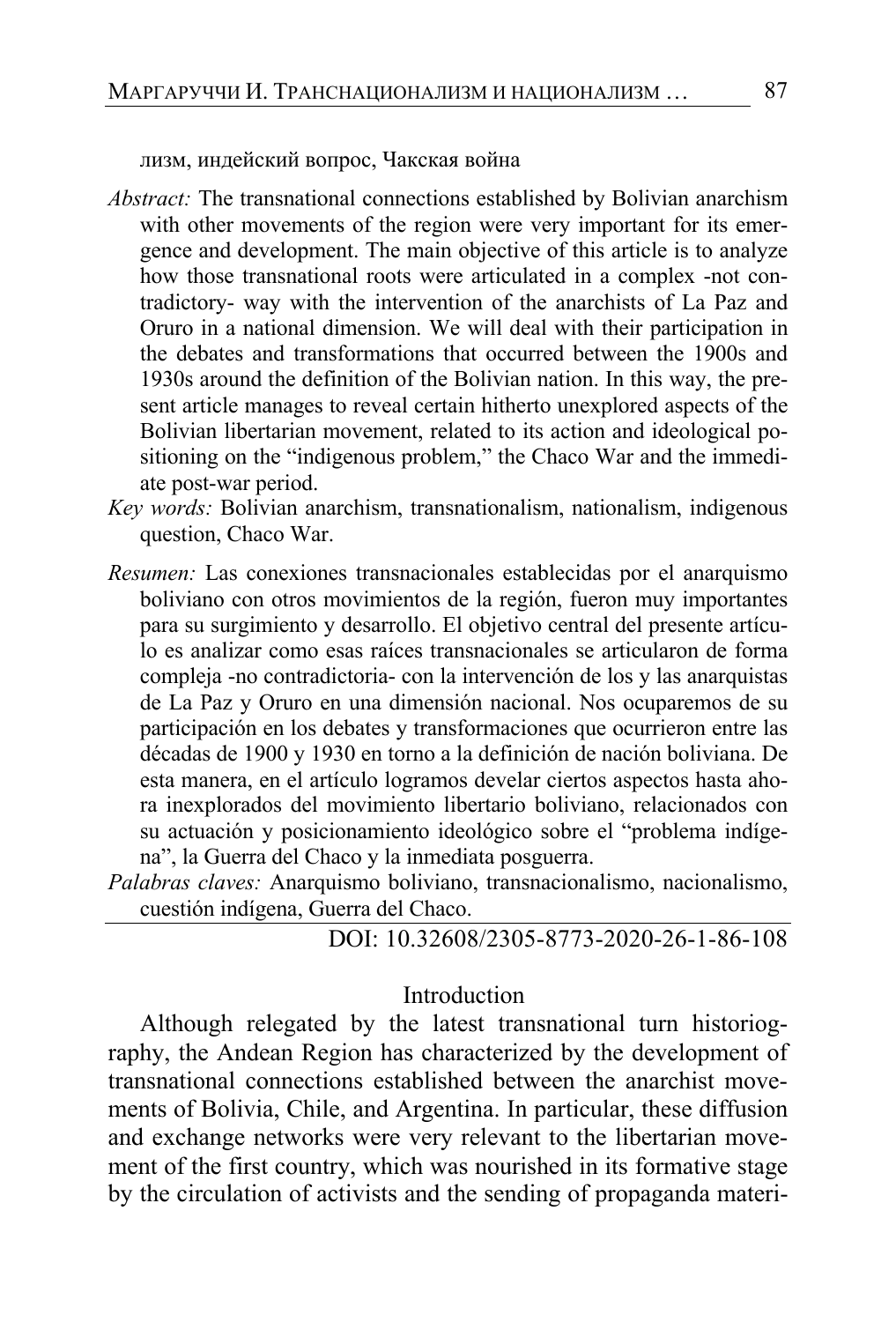лизм, индейский вопрос, Чакская война

*Abstract:* The transnational connections established by Bolivian anarchism with other movements of the region were very important for its emergence and development. The main objective of this article is to analyze how those transnational roots were articulated in a complex -not contradictory- way with the intervention of the anarchists of La Paz and Oruro in a national dimension. We will deal with their participation in the debates and transformations that occurred between the 1900s and 1930s around the definition of the Bolivian nation. In this way, the present article manages to reveal certain hitherto unexplored aspects of the Bolivian libertarian movement, related to its action and ideological positioning on the "indigenous problem," the Chaco War and the immediate post-war period.

*Key words:* Bolivian anarchism, transnationalism, nationalism, indigenous question, Chaco War.

*Resumen:* Las conexiones transnacionales establecidas por el anarquismo boliviano con otros movimientos de la región, fueron muy importantes para su surgimiento y desarrollo. El objetivo central del presente artículo es analizar como esas raíces transnacionales se articularon de forma compleja -no contradictoria- con la intervención de los y las anarquistas de La Paz y Oruro en una dimensión nacional. Nos ocuparemos de su participación en los debates y transformaciones que ocurrieron entre las décadas de 1900 y 1930 en torno a la definición de nación boliviana. De esta manera, en el artículo logramos develar ciertos aspectos hasta ahora inexplorados del movimiento libertario boliviano, relacionados con su actuación y posicionamiento ideológico sobre el "problema indígena", la Guerra del Chaco y la inmediata posguerra.

*Palabras claves:* Anarquismo boliviano, transnacionalismo, nacionalismo, cuestión indígena, Guerra del Chaco.

DOI: 10.32608/2305-8773-2020-26-1-86-108

## Introduction

Although relegated by the latest transnational turn historiography, the Andean Region has characterized by the development of transnational connections established between the anarchist movements of Bolivia, Chile, and Argentina. In particular, these diffusion and exchange networks were very relevant to the libertarian movement of the first country, which was nourished in its formative stage by the circulation of activists and the sending of propaganda materi-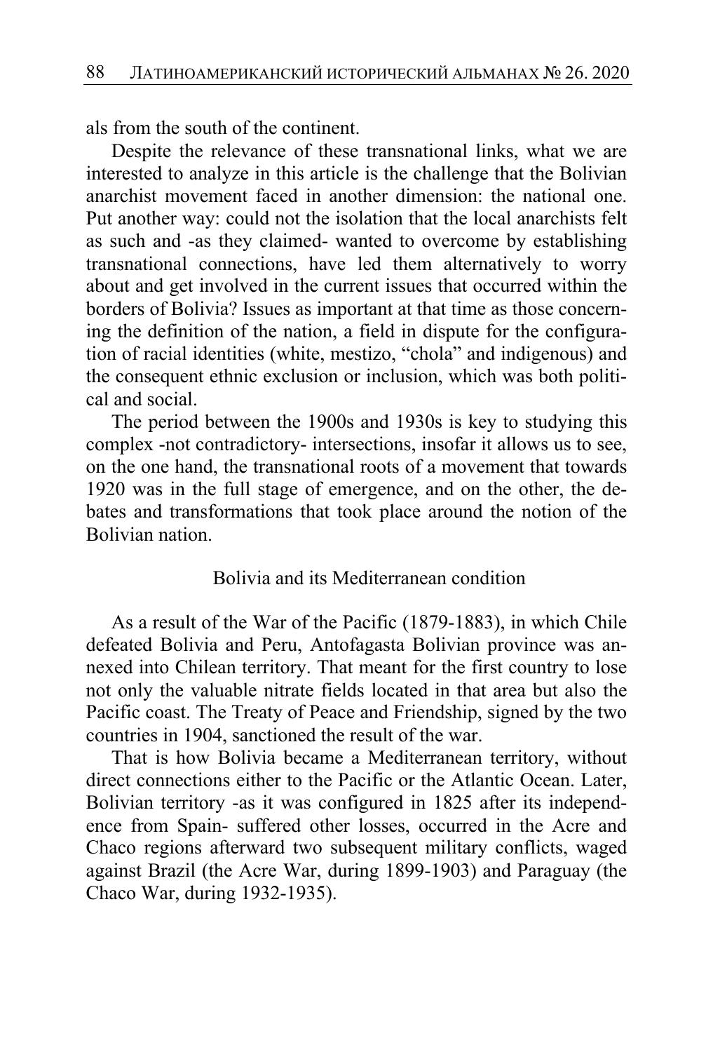als from the south of the continent.

Despite the relevance of these transnational links, what we are interested to analyze in this article is the challenge that the Bolivian anarchist movement faced in another dimension: the national one. Put another way: could not the isolation that the local anarchists felt as such and -as they claimed- wanted to overcome by establishing transnational connections, have led them alternatively to worry about and get involved in the current issues that occurred within the borders of Bolivia? Issues as important at that time as those concerning the definition of the nation, a field in dispute for the configuration of racial identities (white, mestizo, "chola" and indigenous) and the consequent ethnic exclusion or inclusion, which was both political and social.

The period between the 1900s and 1930s is key to studying this complex -not contradictory- intersections, insofar it allows us to see, on the one hand, the transnational roots of a movement that towards 1920 was in the full stage of emergence, and on the other, the debates and transformations that took place around the notion of the Bolivian nation.

## Bolivia and its Mediterranean condition

As a result of the War of the Pacific (1879-1883), in which Chile defeated Bolivia and Peru, Antofagasta Bolivian province was annexed into Chilean territory. That meant for the first country to lose not only the valuable nitrate fields located in that area but also the Pacific coast. The Treaty of Peace and Friendship, signed by the two countries in 1904, sanctioned the result of the war.

That is how Bolivia became a Mediterranean territory, without direct connections either to the Pacific or the Atlantic Ocean. Later, Bolivian territory -as it was configured in 1825 after its independence from Spain- suffered other losses, occurred in the Acre and Chaco regions afterward two subsequent military conflicts, waged against Brazil (the Acre War, during 1899-1903) and Paraguay (the Chaco War, during 1932-1935).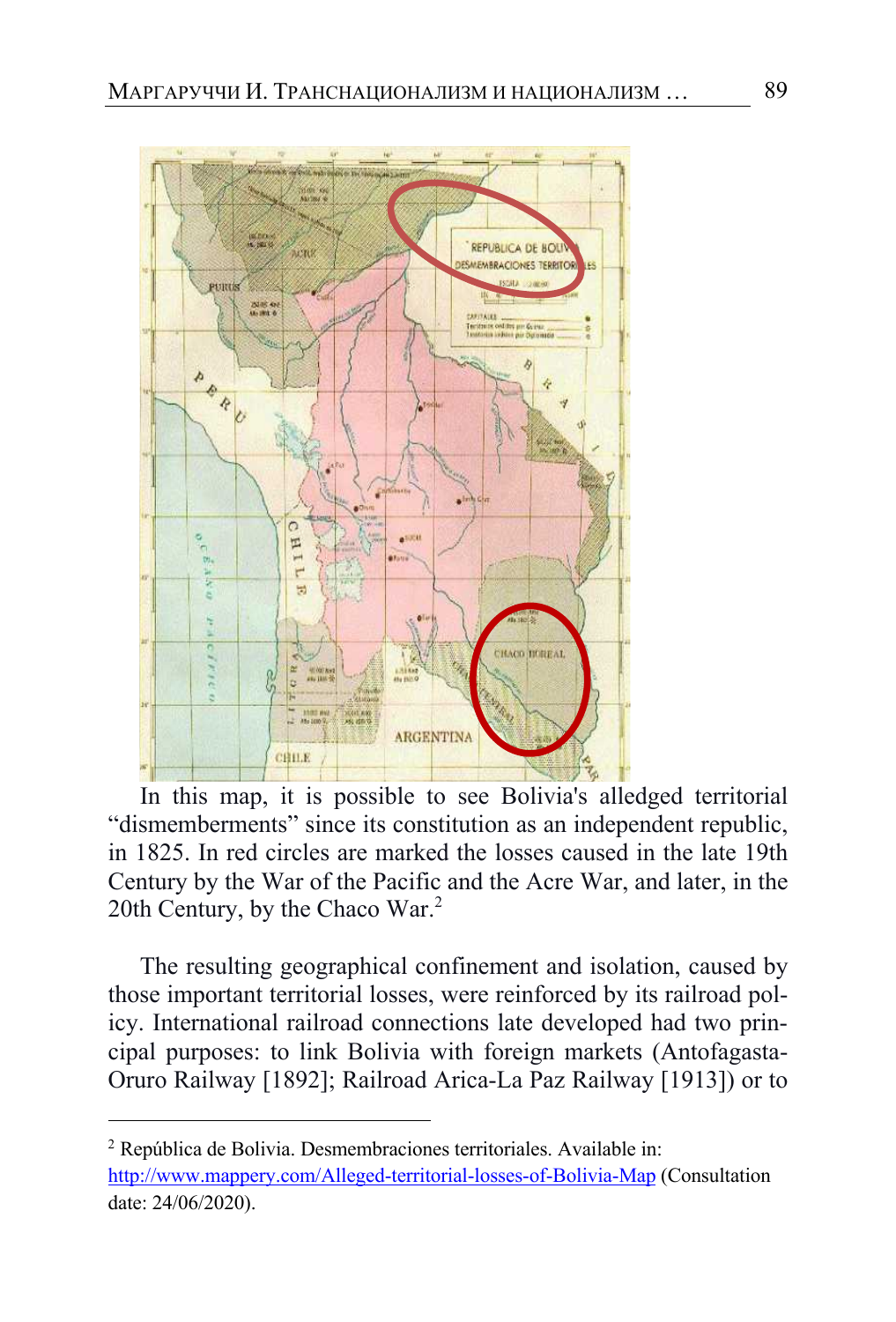In this map, it is possible to see Bolivia's alledged territorial “dismemberments” since its constitution as an independent republic, in 1825. In red circles are marked the losses caused in the late 19th Century by the War of the Pacific and the Acre War, and later, in the 20th Century, by the Chaco War.[2]

The resulting geographical confinement and isolation, caused by those important territorial losses, were reinforced by its railroad policy. International railroad connections late developed had two principal purposes: to link Bolivia with foreign markets (Antofagasta-Oruro Railway [1892]; Railroad Arica-La Paz Railway [1913]) or to

---

[2] República de Bolivia. Desmembraciones territoriales. Available in: http://www.mappery.com/Alleged-territorial-losses-of-Bolivia-Map (Consultation date: 24/06/2020).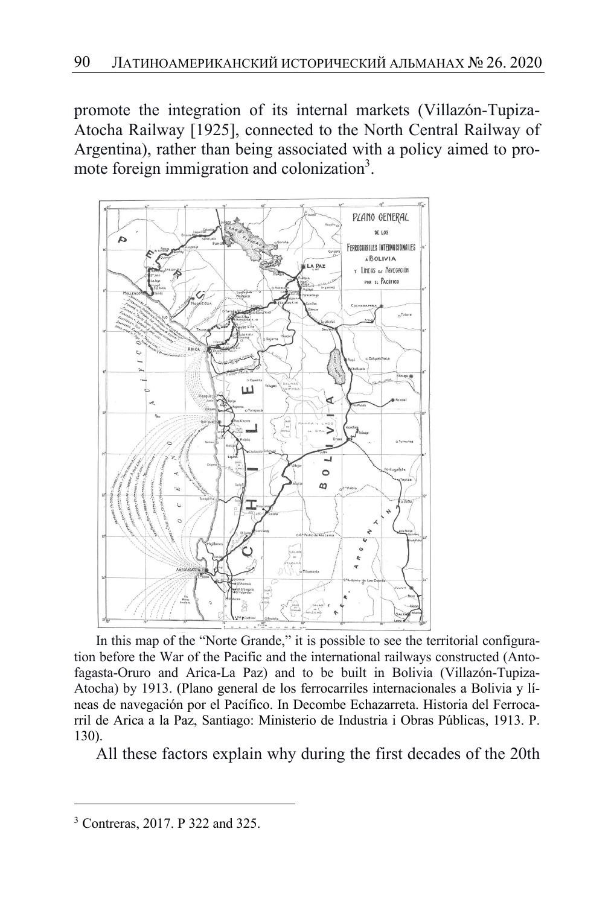promote the integration of its internal markets (Villazón-Tupiza-Atocha Railway [1925], connected to the North Central Railway of Argentina), rather than being associated with a policy aimed to promote foreign immigration and colonization[3].

In this map of the "Norte Grande," it is possible to see the territorial configuration before the War of the Pacific and the international railways constructed (Antofagasta-Oruro and Arica-La Paz) and to be built in Bolivia (Villazón-Tupiza-Atocha) by 1913. (Plano general de los ferrocarriles internacionales a Bolivia y líneas de navegación por el Pacífico. In Decombe Echazarreta. Historia del Ferrocarril de Arica a la Paz, Santiago: Ministerio de Industria i Obras Públicas, 1913. P. 130).

All these factors explain why during the first decades of the 20th

---

[3] Contreras, 2017. P 322 and 325.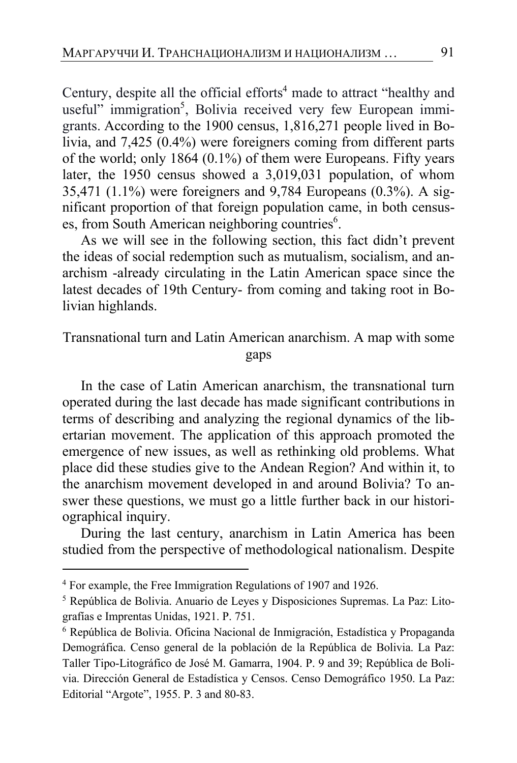Century, despite all the official efforts[4] made to attract "healthy and useful" immigration[5], Bolivia received very few European immigrants. According to the 1900 census, 1,816,271 people lived in Bolivia, and 7,425 (0.4%) were foreigners coming from different parts of the world; only 1864 (0.1%) of them were Europeans. Fifty years later, the 1950 census showed a 3,019,031 population, of whom 35,471 (1.1%) were foreigners and 9,784 Europeans (0.3%). A significant proportion of that foreign population came, in both censuses, from South American neighboring countries[6].

As we will see in the following section, this fact didn't prevent the ideas of social redemption such as mutualism, socialism, and anarchism -already circulating in the Latin American space since the latest decades of 19th Century- from coming and taking root in Bolivian highlands.

## Transnational turn and Latin American anarchism. A map with some gaps

In the case of Latin American anarchism, the transnational turn operated during the last decade has made significant contributions in terms of describing and analyzing the regional dynamics of the libertarian movement. The application of this approach promoted the emergence of new issues, as well as rethinking old problems. What place did these studies give to the Andean Region? And within it, to the anarchism movement developed in and around Bolivia? To answer these questions, we must go a little further back in our historiographical inquiry.

During the last century, anarchism in Latin America has been studied from the perspective of methodological nationalism. Despite

---

[4] For example, the Free Immigration Regulations of 1907 and 1926.

[5] República de Bolivia. Anuario de Leyes y Disposiciones Supremas. La Paz: Litografías e Imprentas Unidas, 1921. P. 751.

[6] República de Bolivia. Oficina Nacional de Inmigración, Estadística y Propaganda Demográfica. Censo general de la población de la República de Bolivia. La Paz: Taller Tipo-Litográfico de José M. Gamarra, 1904. P. 9 and 39; República de Bolivia. Dirección General de Estadística y Censos. Censo Demográfico 1950. La Paz: Editorial "Argote", 1955. P. 3 and 80-83.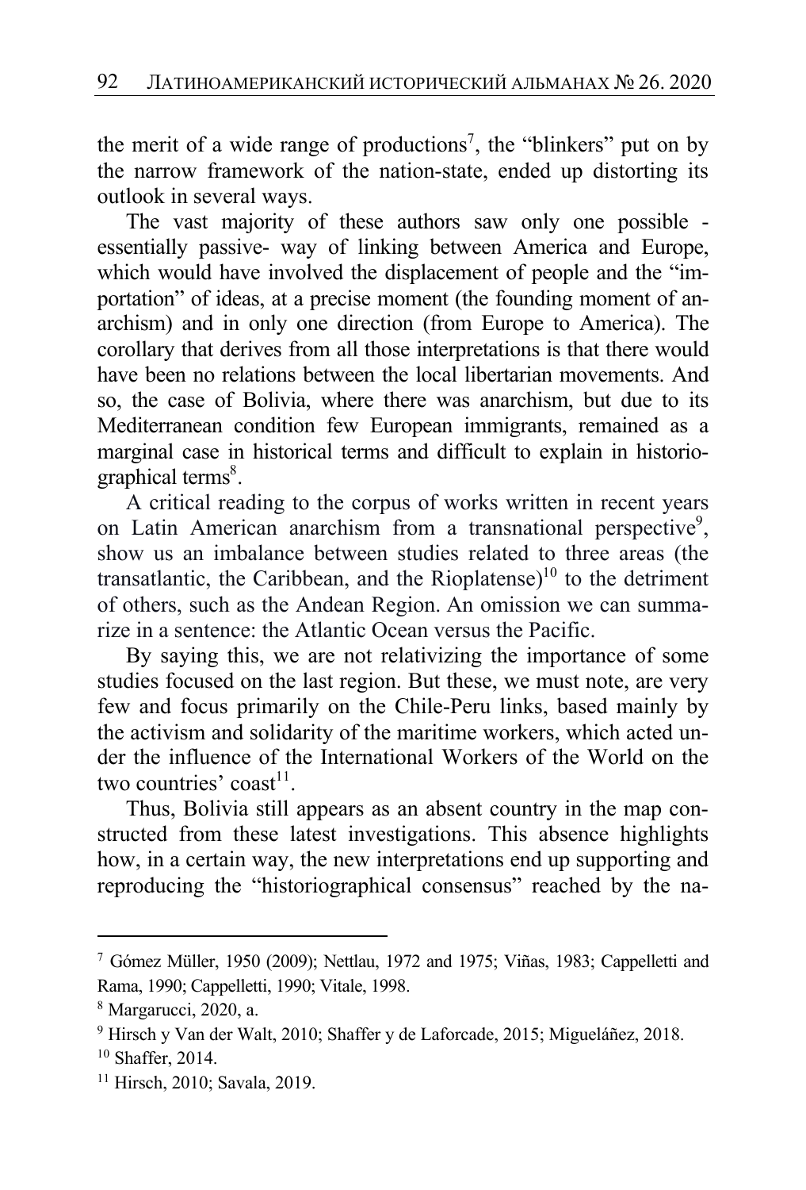the merit of a wide range of productions[7], the "blinkers" put on by the narrow framework of the nation-state, ended up distorting its outlook in several ways.

The vast majority of these authors saw only one possible - essentially passive- way of linking between America and Europe, which would have involved the displacement of people and the "importation" of ideas, at a precise moment (the founding moment of anarchism) and in only one direction (from Europe to America). The corollary that derives from all those interpretations is that there would have been no relations between the local libertarian movements. And so, the case of Bolivia, where there was anarchism, but due to its Mediterranean condition few European immigrants, remained as a marginal case in historical terms and difficult to explain in historiographical terms[8].

A critical reading to the corpus of works written in recent years on Latin American anarchism from a transnational perspective[9], show us an imbalance between studies related to three areas (the transatlantic, the Caribbean, and the Rioplatense)[10] to the detriment of others, such as the Andean Region. An omission we can summarize in a sentence: the Atlantic Ocean versus the Pacific.

By saying this, we are not relativizing the importance of some studies focused on the last region. But these, we must note, are very few and focus primarily on the Chile-Peru links, based mainly by the activism and solidarity of the maritime workers, which acted under the influence of the International Workers of the World on the two countries' coast[11].

Thus, Bolivia still appears as an absent country in the map constructed from these latest investigations. This absence highlights how, in a certain way, the new interpretations end up supporting and reproducing the "historiographical consensus" reached by the na-

---

[7] Gómez Müller, 1950 (2009); Nettlau, 1972 and 1975; Viñas, 1983; Cappelletti and Rama, 1990; Cappelletti, 1990; Vitale, 1998.

[8] Margarucci, 2020, a.

[9] Hirsch y Van der Walt, 2010; Shaffer y de Laforcade, 2015; Migueláñez, 2018.

[10] Shaffer, 2014.

[11] Hirsch, 2010; Savala, 2019.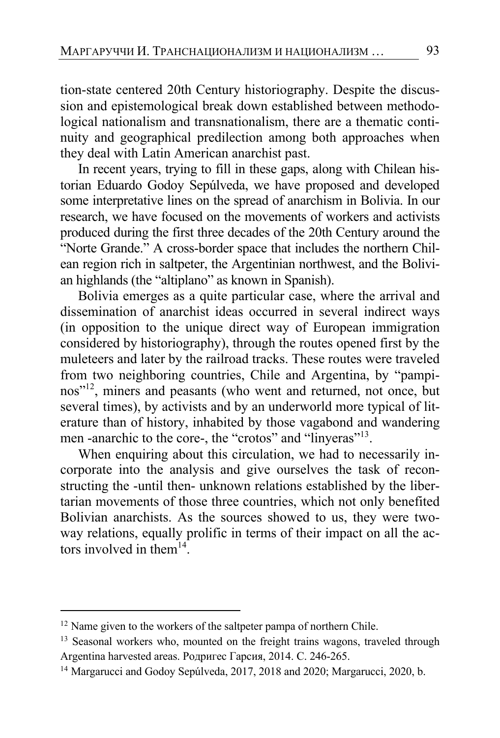tion-state centered 20th Century historiography. Despite the discussion and epistemological break down established between methodological nationalism and transnationalism, there are a thematic continuity and geographical predilection among both approaches when they deal with Latin American anarchist past.

In recent years, trying to fill in these gaps, along with Chilean historian Eduardo Godoy Sepúlveda, we have proposed and developed some interpretative lines on the spread of anarchism in Bolivia. In our research, we have focused on the movements of workers and activists produced during the first three decades of the 20th Century around the "Norte Grande." A cross-border space that includes the northern Chilean region rich in saltpeter, the Argentinian northwest, and the Bolivian highlands (the "altiplano" as known in Spanish).

Bolivia emerges as a quite particular case, where the arrival and dissemination of anarchist ideas occurred in several indirect ways (in opposition to the unique direct way of European immigration considered by historiography), through the routes opened first by the muleteers and later by the railroad tracks. These routes were traveled from two neighboring countries, Chile and Argentina, by "pampinos"[12], miners and peasants (who went and returned, not once, but several times), by activists and by an underworld more typical of literature than of history, inhabited by those vagabond and wandering men -anarchic to the core-, the "crotos" and "linyeras"[13].

When enquiring about this circulation, we had to necessarily incorporate into the analysis and give ourselves the task of reconstructing the -until then- unknown relations established by the libertarian movements of those three countries, which not only benefited Bolivian anarchists. As the sources showed to us, they were two-way relations, equally prolific in terms of their impact on all the actors involved in them[14].

---

[12] Name given to the workers of the saltpeter pampa of northern Chile.

[13] Seasonal workers who, mounted on the freight trains wagons, traveled through Argentina harvested areas. Родригес Гарсия, 2014. С. 246-265.

[14] Margarucci and Godoy Sepúlveda, 2017, 2018 and 2020; Margarucci, 2020, b.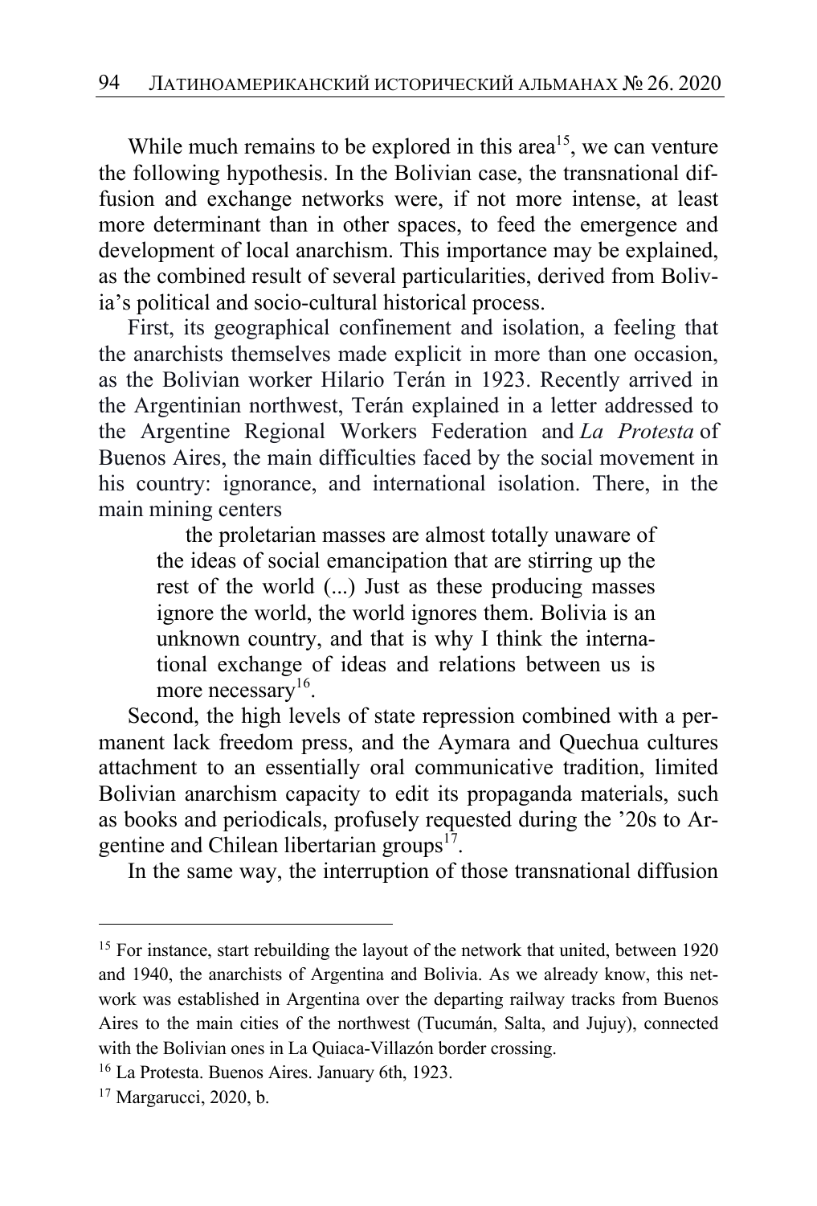While much remains to be explored in this area[15], we can venture the following hypothesis. In the Bolivian case, the transnational diffusion and exchange networks were, if not more intense, at least more determinant than in other spaces, to feed the emergence and development of local anarchism. This importance may be explained, as the combined result of several particularities, derived from Bolivia's political and socio-cultural historical process.

First, its geographical confinement and isolation, a feeling that the anarchists themselves made explicit in more than one occasion, as the Bolivian worker Hilario Terán in 1923. Recently arrived in the Argentinian northwest, Terán explained in a letter addressed to the Argentine Regional Workers Federation and *La Protesta* of Buenos Aires, the main difficulties faced by the social movement in his country: ignorance, and international isolation. There, in the main mining centers

> the proletarian masses are almost totally unaware of the ideas of social emancipation that are stirring up the rest of the world (...) Just as these producing masses ignore the world, the world ignores them. Bolivia is an unknown country, and that is why I think the international exchange of ideas and relations between us is more necessary[16].

Second, the high levels of state repression combined with a permanent lack freedom press, and the Aymara and Quechua cultures attachment to an essentially oral communicative tradition, limited Bolivian anarchism capacity to edit its propaganda materials, such as books and periodicals, profusely requested during the '20s to Argentine and Chilean libertarian groups[17].

In the same way, the interruption of those transnational diffusion

---

[15] For instance, start rebuilding the layout of the network that united, between 1920 and 1940, the anarchists of Argentina and Bolivia. As we already know, this network was established in Argentina over the departing railway tracks from Buenos Aires to the main cities of the northwest (Tucumán, Salta, and Jujuy), connected with the Bolivian ones in La Quiaca-Villazón border crossing.

[16] La Protesta. Buenos Aires. January 6th, 1923.

[17] Margarucci, 2020, b.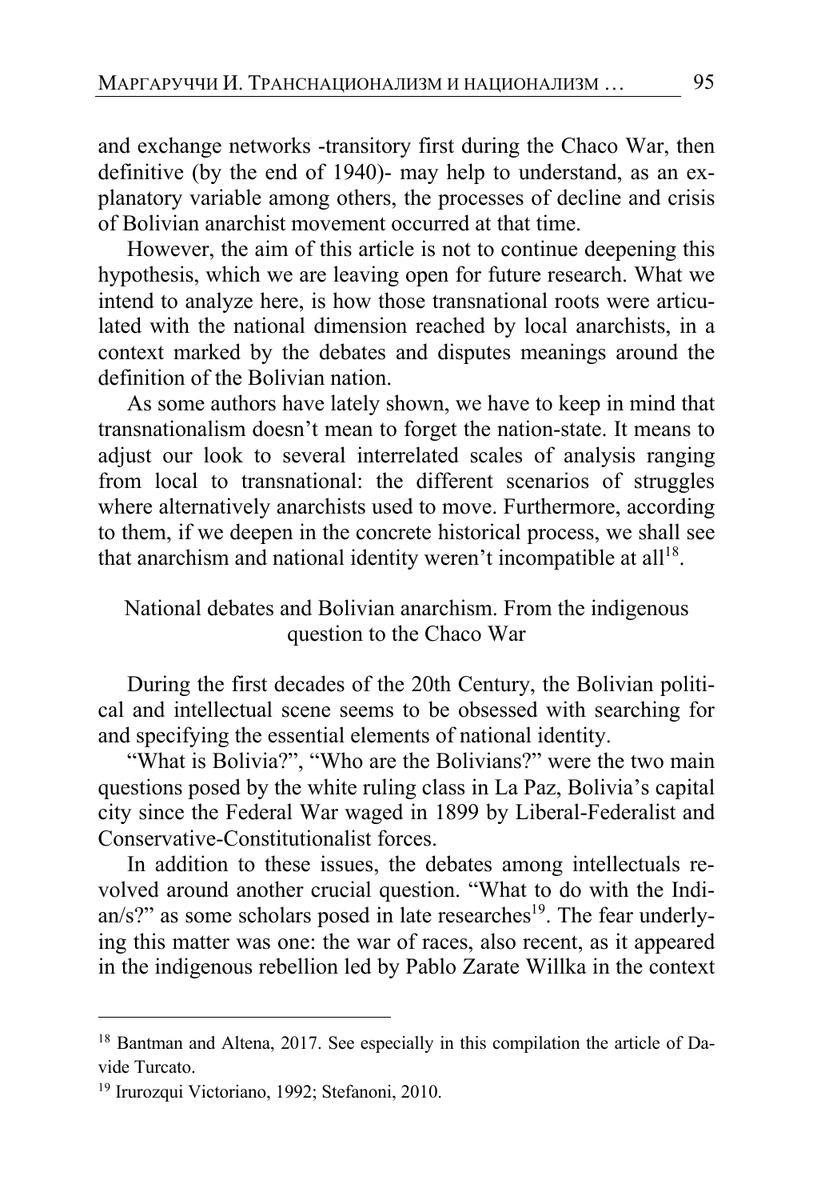and exchange networks -transitory first during the Chaco War, then definitive (by the end of 1940)- may help to understand, as an explanatory variable among others, the processes of decline and crisis of Bolivian anarchist movement occurred at that time.

However, the aim of this article is not to continue deepening this hypothesis, which we are leaving open for future research. What we intend to analyze here, is how those transnational roots were articulated with the national dimension reached by local anarchists, in a context marked by the debates and disputes meanings around the definition of the Bolivian nation.

As some authors have lately shown, we have to keep in mind that transnationalism doesn't mean to forget the nation-state. It means to adjust our look to several interrelated scales of analysis ranging from local to transnational: the different scenarios of struggles where alternatively anarchists used to move. Furthermore, according to them, if we deepen in the concrete historical process, we shall see that anarchism and national identity weren't incompatible at all[18].

## National debates and Bolivian anarchism. From the indigenous question to the Chaco War

During the first decades of the 20th Century, the Bolivian political and intellectual scene seems to be obsessed with searching for and specifying the essential elements of national identity.

"What is Bolivia?", "Who are the Bolivians?" were the two main questions posed by the white ruling class in La Paz, Bolivia's capital city since the Federal War waged in 1899 by Liberal-Federalist and Conservative-Constitutionalist forces.

In addition to these issues, the debates among intellectuals revolved around another crucial question. "What to do with the Indian/s?" as some scholars posed in late researches[19]. The fear underlying this matter was one: the war of races, also recent, as it appeared in the indigenous rebellion led by Pablo Zarate Willka in the context

---

[18] Bantman and Altena, 2017. See especially in this compilation the article of Davide Turcato.

[19] Irurozqui Victoriano, 1992; Stefanoni, 2010.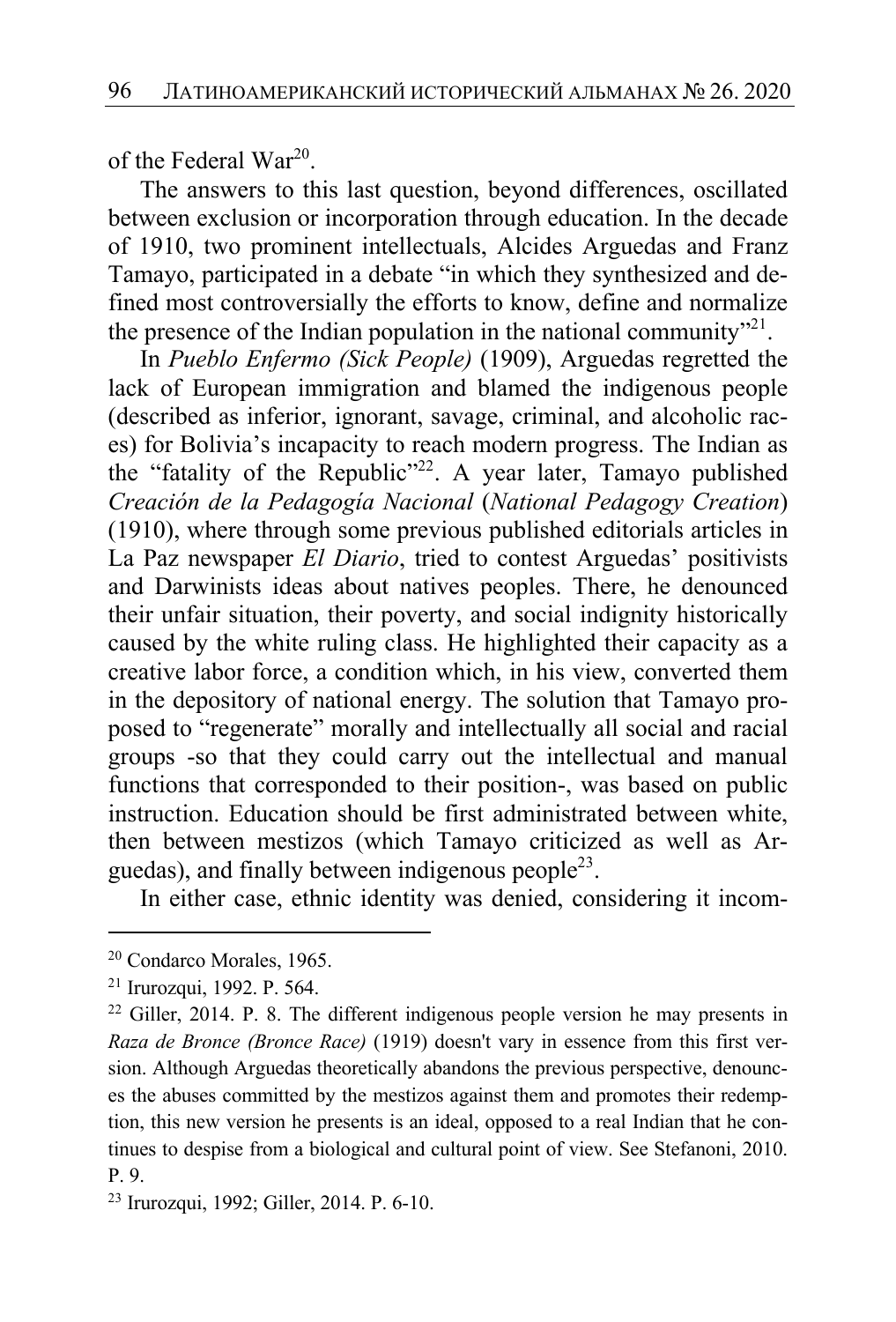of the Federal War[20].

The answers to this last question, beyond differences, oscillated between exclusion or incorporation through education. In the decade of 1910, two prominent intellectuals, Alcides Arguedas and Franz Tamayo, participated in a debate "in which they synthesized and defined most controversially the efforts to know, define and normalize the presence of the Indian population in the national community"[21].

In *Pueblo Enfermo (Sick People)* (1909), Arguedas regretted the lack of European immigration and blamed the indigenous people (described as inferior, ignorant, savage, criminal, and alcoholic races) for Bolivia's incapacity to reach modern progress. The Indian as the "fatality of the Republic"[22]. A year later, Tamayo published *Creación de la Pedagogía Nacional* (*National Pedagogy Creation*) (1910), where through some previous published editorials articles in La Paz newspaper *El Diario*, tried to contest Arguedas' positivists and Darwinists ideas about natives peoples. There, he denounced their unfair situation, their poverty, and social indignity historically caused by the white ruling class. He highlighted their capacity as a creative labor force, a condition which, in his view, converted them in the depository of national energy. The solution that Tamayo proposed to "regenerate" morally and intellectually all social and racial groups -so that they could carry out the intellectual and manual functions that corresponded to their position-, was based on public instruction. Education should be first administrated between white, then between mestizos (which Tamayo criticized as well as Arguedas), and finally between indigenous people[23].

In either case, ethnic identity was denied, considering it incom-

---

[20] Condarco Morales, 1965.

[21] Irurozqui, 1992. P. 564.

[22] Giller, 2014. P. 8. The different indigenous people version he may presents in *Raza de Bronce (Bronce Race)* (1919) doesn't vary in essence from this first version. Although Arguedas theoretically abandons the previous perspective, denounces the abuses committed by the mestizos against them and promotes their redemption, this new version he presents is an ideal, opposed to a real Indian that he continues to despise from a biological and cultural point of view. See Stefanoni, 2010. P. 9.

[23] Irurozqui, 1992; Giller, 2014. P. 6-10.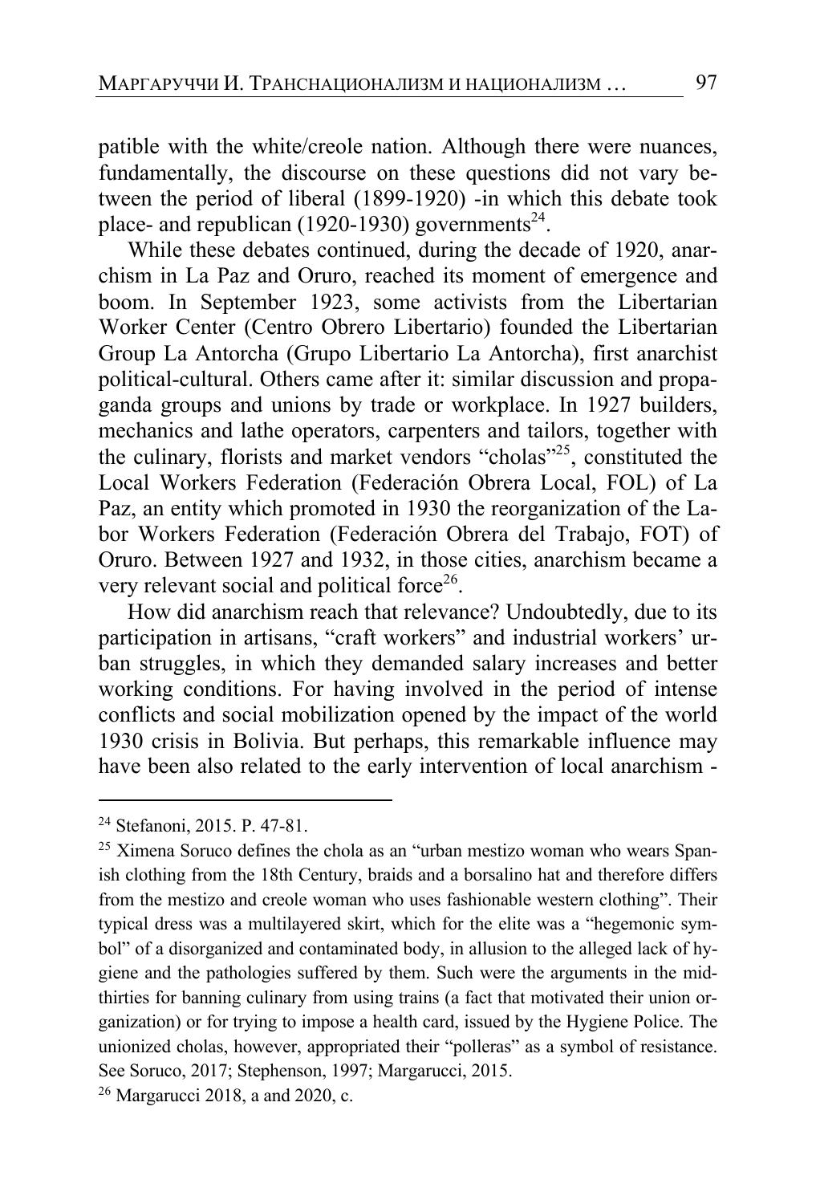patible with the white/creole nation. Although there were nuances, fundamentally, the discourse on these questions did not vary between the period of liberal (1899-1920) -in which this debate took place- and republican (1920-1930) governments[24].

While these debates continued, during the decade of 1920, anarchism in La Paz and Oruro, reached its moment of emergence and boom. In September 1923, some activists from the Libertarian Worker Center (Centro Obrero Libertario) founded the Libertarian Group La Antorcha (Grupo Libertario La Antorcha), first anarchist political-cultural. Others came after it: similar discussion and propaganda groups and unions by trade or workplace. In 1927 builders, mechanics and lathe operators, carpenters and tailors, together with the culinary, florists and market vendors "cholas"[25], constituted the Local Workers Federation (Federación Obrera Local, FOL) of La Paz, an entity which promoted in 1930 the reorganization of the Labor Workers Federation (Federación Obrera del Trabajo, FOT) of Oruro. Between 1927 and 1932, in those cities, anarchism became a very relevant social and political force[26].

How did anarchism reach that relevance? Undoubtedly, due to its participation in artisans, "craft workers" and industrial workers' urban struggles, in which they demanded salary increases and better working conditions. For having involved in the period of intense conflicts and social mobilization opened by the impact of the world 1930 crisis in Bolivia. But perhaps, this remarkable influence may have been also related to the early intervention of local anarchism -

---

[24] Stefanoni, 2015. P. 47-81.

[25] Ximena Soruco defines the chola as an "urban mestizo woman who wears Spanish clothing from the 18th Century, braids and a borsalino hat and therefore differs from the mestizo and creole woman who uses fashionable western clothing". Their typical dress was a multilayered skirt, which for the elite was a "hegemonic symbol" of a disorganized and contaminated body, in allusion to the alleged lack of hygiene and the pathologies suffered by them. Such were the arguments in the mid-thirties for banning culinary from using trains (a fact that motivated their union organization) or for trying to impose a health card, issued by the Hygiene Police. The unionized cholas, however, appropriated their "polleras" as a symbol of resistance. See Soruco, 2017; Stephenson, 1997; Margarucci, 2015.

[26] Margarucci 2018, a and 2020, c.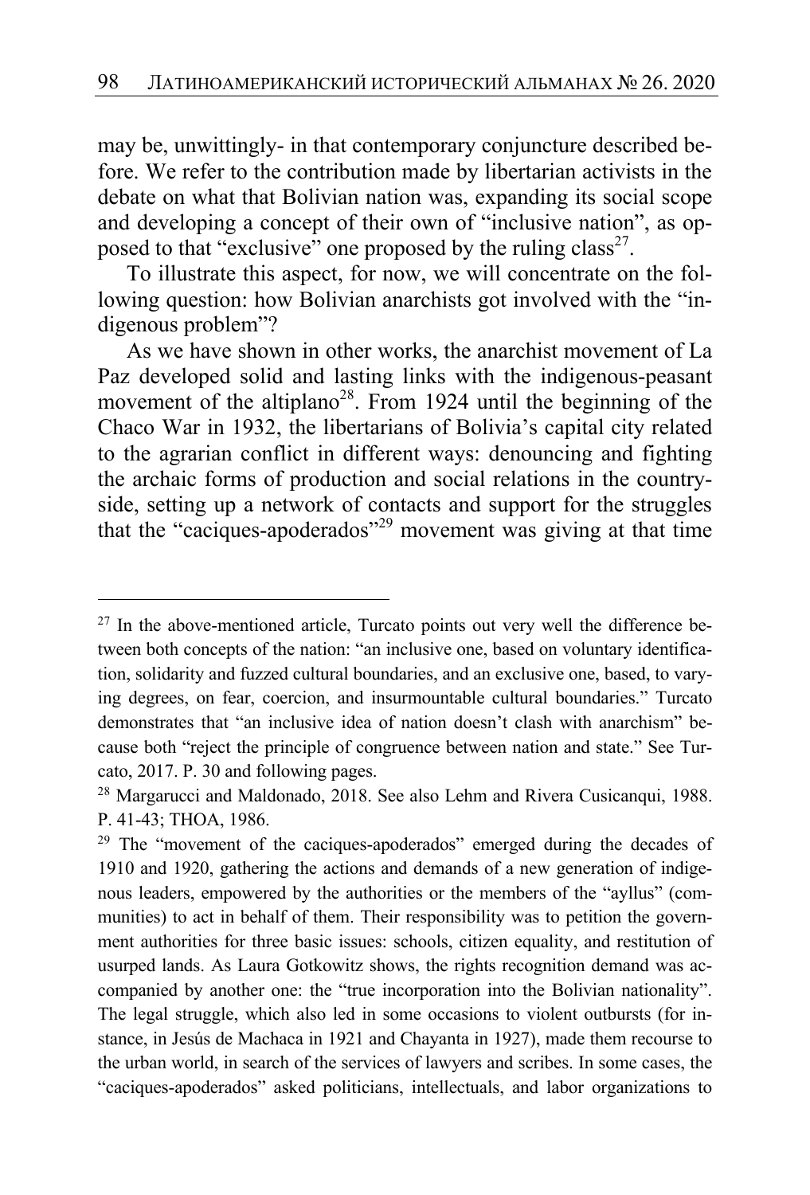may be, unwittingly- in that contemporary conjuncture described before. We refer to the contribution made by libertarian activists in the debate on what that Bolivian nation was, expanding its social scope and developing a concept of their own of "inclusive nation", as opposed to that "exclusive" one proposed by the ruling class[27].

To illustrate this aspect, for now, we will concentrate on the following question: how Bolivian anarchists got involved with the "indigenous problem"?

As we have shown in other works, the anarchist movement of La Paz developed solid and lasting links with the indigenous-peasant movement of the altiplano[28]. From 1924 until the beginning of the Chaco War in 1932, the libertarians of Bolivia's capital city related to the agrarian conflict in different ways: denouncing and fighting the archaic forms of production and social relations in the countryside, setting up a network of contacts and support for the struggles that the "caciques-apoderados"[29] movement was giving at that time

---

[27] In the above-mentioned article, Turcato points out very well the difference between both concepts of the nation: "an inclusive one, based on voluntary identification, solidarity and fuzzed cultural boundaries, and an exclusive one, based, to varying degrees, on fear, coercion, and insurmountable cultural boundaries." Turcato demonstrates that "an inclusive idea of nation doesn't clash with anarchism" because both "reject the principle of congruence between nation and state." See Turcato, 2017. P. 30 and following pages.

[28] Margarucci and Maldonado, 2018. See also Lehm and Rivera Cusicanqui, 1988. P. 41-43; THOA, 1986.

[29] The "movement of the caciques-apoderados" emerged during the decades of 1910 and 1920, gathering the actions and demands of a new generation of indigenous leaders, empowered by the authorities or the members of the "ayllus" (communities) to act in behalf of them. Their responsibility was to petition the government authorities for three basic issues: schools, citizen equality, and restitution of usurped lands. As Laura Gotkowitz shows, the rights recognition demand was accompanied by another one: the "true incorporation into the Bolivian nationality". The legal struggle, which also led in some occasions to violent outbursts (for instance, in Jesús de Machaca in 1921 and Chayanta in 1927), made them recourse to the urban world, in search of the services of lawyers and scribes. In some cases, the "caciques-apoderados" asked politicians, intellectuals, and labor organizations to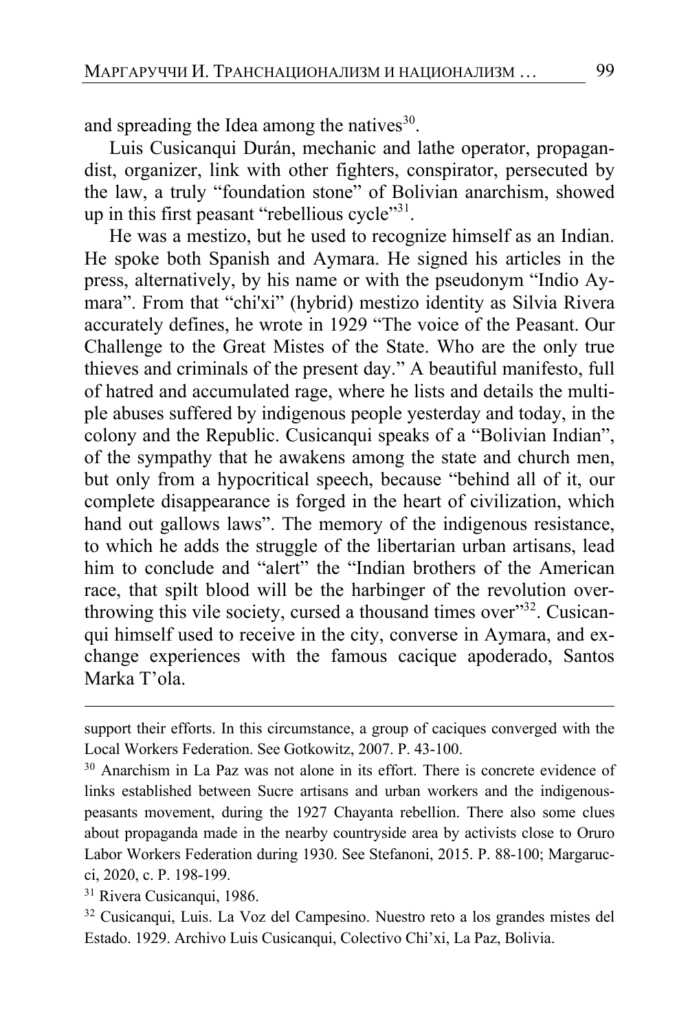and spreading the Idea among the natives[30].

Luis Cusicanqui Durán, mechanic and lathe operator, propagandist, organizer, link with other fighters, conspirator, persecuted by the law, a truly "foundation stone" of Bolivian anarchism, showed up in this first peasant "rebellious cycle"[31].

He was a mestizo, but he used to recognize himself as an Indian. He spoke both Spanish and Aymara. He signed his articles in the press, alternatively, by his name or with the pseudonym "Indio Aymara". From that "chi'xi" (hybrid) mestizo identity as Silvia Rivera accurately defines, he wrote in 1929 "The voice of the Peasant. Our Challenge to the Great Mistes of the State. Who are the only true thieves and criminals of the present day." A beautiful manifesto, full of hatred and accumulated rage, where he lists and details the multiple abuses suffered by indigenous people yesterday and today, in the colony and the Republic. Cusicanqui speaks of a "Bolivian Indian", of the sympathy that he awakens among the state and church men, but only from a hypocritical speech, because "behind all of it, our complete disappearance is forged in the heart of civilization, which hand out gallows laws". The memory of the indigenous resistance, to which he adds the struggle of the libertarian urban artisans, lead him to conclude and "alert" the "Indian brothers of the American race, that spilt blood will be the harbinger of the revolution overthrowing this vile society, cursed a thousand times over"[32]. Cusicanqui himself used to receive in the city, converse in Aymara, and exchange experiences with the famous cacique apoderado, Santos Marka T'ola.

---

support their efforts. In this circumstance, a group of caciques converged with the Local Workers Federation. See Gotkowitz, 2007. P. 43-100.

[30] Anarchism in La Paz was not alone in its effort. There is concrete evidence of links established between Sucre artisans and urban workers and the indigenous-peasants movement, during the 1927 Chayanta rebellion. There also some clues about propaganda made in the nearby countryside area by activists close to Oruro Labor Workers Federation during 1930. See Stefanoni, 2015. P. 88-100; Margarucci, 2020, c. P. 198-199.

[31] Rivera Cusicanqui, 1986.

[32] Cusicanqui, Luis. La Voz del Campesino. Nuestro reto a los grandes mistes del Estado. 1929. Archivo Luis Cusicanqui, Colectivo Chi'xi, La Paz, Bolivia.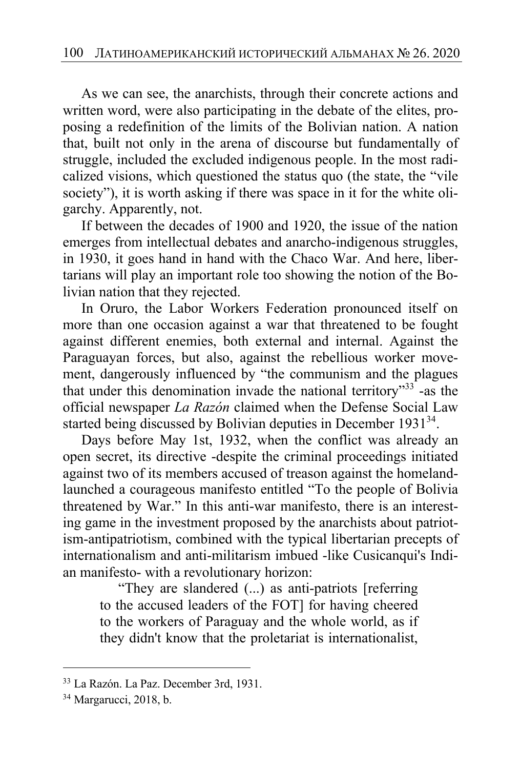As we can see, the anarchists, through their concrete actions and written word, were also participating in the debate of the elites, proposing a redefinition of the limits of the Bolivian nation. A nation that, built not only in the arena of discourse but fundamentally of struggle, included the excluded indigenous people. In the most radicalized visions, which questioned the status quo (the state, the "vile society"), it is worth asking if there was space in it for the white oligarchy. Apparently, not.

If between the decades of 1900 and 1920, the issue of the nation emerges from intellectual debates and anarcho-indigenous struggles, in 1930, it goes hand in hand with the Chaco War. And here, libertarians will play an important role too showing the notion of the Bolivian nation that they rejected.

In Oruro, the Labor Workers Federation pronounced itself on more than one occasion against a war that threatened to be fought against different enemies, both external and internal. Against the Paraguayan forces, but also, against the rebellious worker movement, dangerously influenced by "the communism and the plagues that under this denomination invade the national territory"[33] -as the official newspaper *La Razón* claimed when the Defense Social Law started being discussed by Bolivian deputies in December 1931[34].

Days before May 1st, 1932, when the conflict was already an open secret, its directive -despite the criminal proceedings initiated against two of its members accused of treason against the homeland-launched a courageous manifesto entitled "To the people of Bolivia threatened by War." In this anti-war manifesto, there is an interesting game in the investment proposed by the anarchists about patriotism-antipatriotism, combined with the typical libertarian precepts of internationalism and anti-militarism imbued -like Cusicanqui's Indian manifesto- with a revolutionary horizon:

> "They are slandered (...) as anti-patriots [referring to the accused leaders of the FOT] for having cheered to the workers of Paraguay and the whole world, as if they didn't know that the proletariat is internationalist,

---

[33] La Razón. La Paz. December 3rd, 1931.

[34] Margarucci, 2018, b.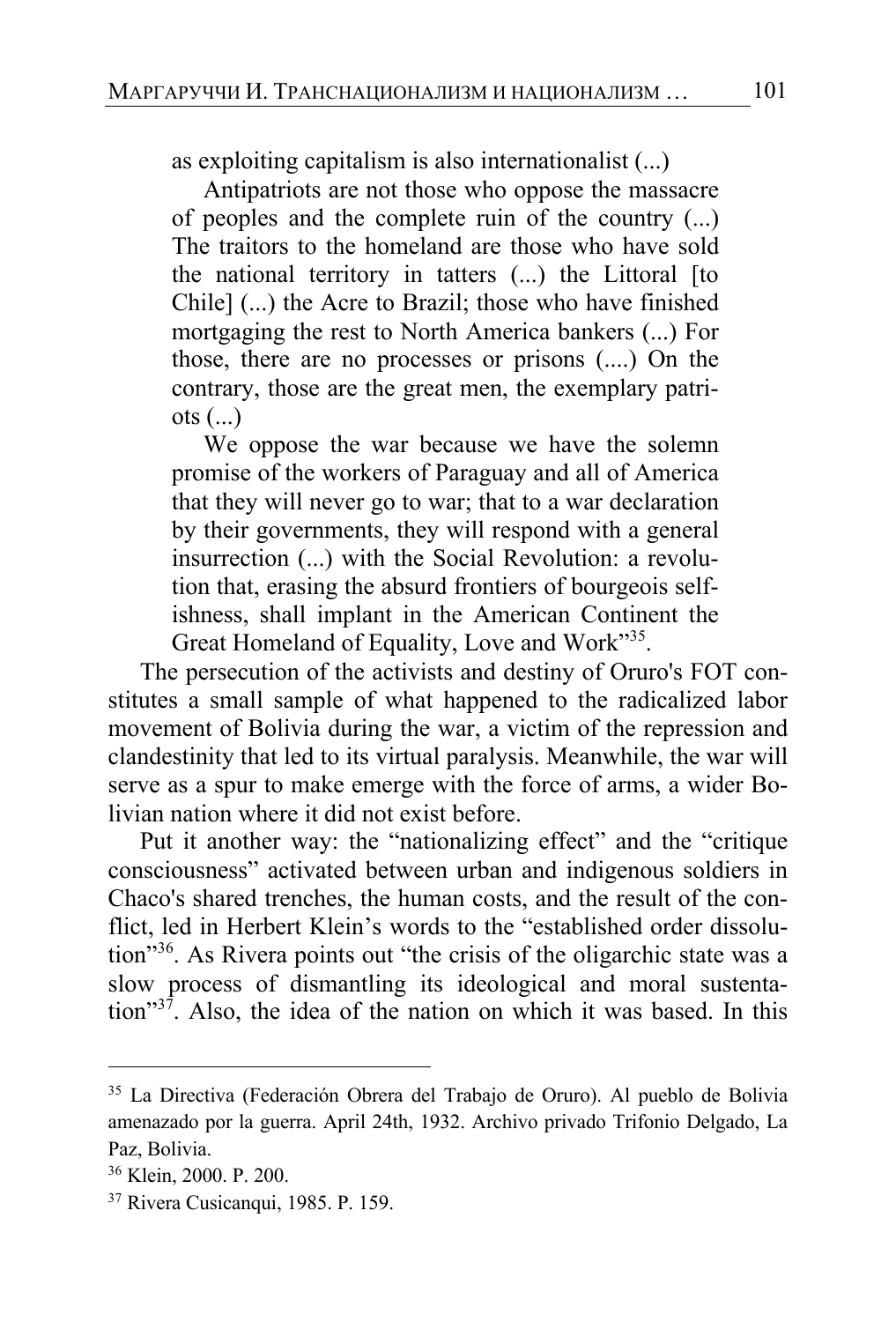> as exploiting capitalism is also internationalist (...)
>
> Antipatriots are not those who oppose the massacre of peoples and the complete ruin of the country (...) The traitors to the homeland are those who have sold the national territory in tatters (...) the Littoral [to Chile] (...) the Acre to Brazil; those who have finished mortgaging the rest to North America bankers (...) For those, there are no processes or prisons (....) On the contrary, those are the great men, the exemplary patriots (...)
>
> We oppose the war because we have the solemn promise of the workers of Paraguay and all of America that they will never go to war; that to a war declaration by their governments, they will respond with a general insurrection (...) with the Social Revolution: a revolution that, erasing the absurd frontiers of bourgeois selfishness, shall implant in the American Continent the Great Homeland of Equality, Love and Work"[35].

The persecution of the activists and destiny of Oruro's FOT constitutes a small sample of what happened to the radicalized labor movement of Bolivia during the war, a victim of the repression and clandestinity that led to its virtual paralysis. Meanwhile, the war will serve as a spur to make emerge with the force of arms, a wider Bolivian nation where it did not exist before.

Put it another way: the "nationalizing effect" and the "critique consciousness" activated between urban and indigenous soldiers in Chaco's shared trenches, the human costs, and the result of the conflict, led in Herbert Klein's words to the "established order dissolution"[36]. As Rivera points out "the crisis of the oligarchic state was a slow process of dismantling its ideological and moral sustentation"[37]. Also, the idea of the nation on which it was based. In this

---

[35] La Directiva (Federación Obrera del Trabajo de Oruro). Al pueblo de Bolivia amenazado por la guerra. April 24th, 1932. Archivo privado Trifonio Delgado, La Paz, Bolivia.

[36] Klein, 2000. P. 200.

[37] Rivera Cusicanqui, 1985. P. 159.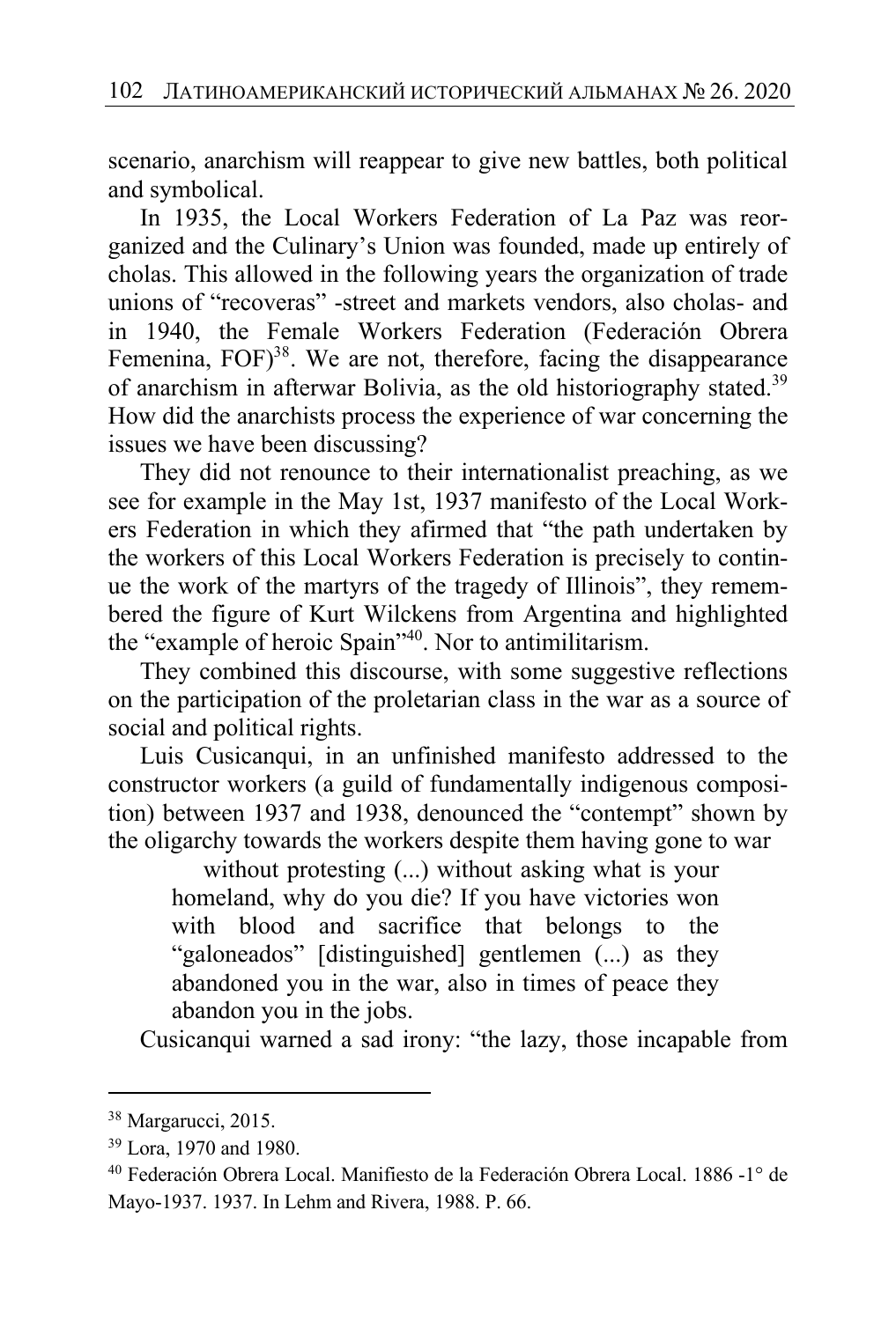scenario, anarchism will reappear to give new battles, both political and symbolical.

In 1935, the Local Workers Federation of La Paz was reorganized and the Culinary's Union was founded, made up entirely of cholas. This allowed in the following years the organization of trade unions of "recoveras" -street and markets vendors, also cholas- and in 1940, the Female Workers Federation (Federación Obrera Femenina, FOF)[38]. We are not, therefore, facing the disappearance of anarchism in afterwar Bolivia, as the old historiography stated.[39] How did the anarchists process the experience of war concerning the issues we have been discussing?

They did not renounce to their internationalist preaching, as we see for example in the May 1st, 1937 manifesto of the Local Workers Federation in which they afirmed that "the path undertaken by the workers of this Local Workers Federation is precisely to continue the work of the martyrs of the tragedy of Illinois", they remembered the figure of Kurt Wilckens from Argentina and highlighted the "example of heroic Spain"[40]. Nor to antimilitarism.

They combined this discourse, with some suggestive reflections on the participation of the proletarian class in the war as a source of social and political rights.

Luis Cusicanqui, in an unfinished manifesto addressed to the constructor workers (a guild of fundamentally indigenous composition) between 1937 and 1938, denounced the "contempt" shown by the oligarchy towards the workers despite them having gone to war

> without protesting (...) without asking what is your homeland, why do you die? If you have victories won with blood and sacrifice that belongs to the "galoneados" [distinguished] gentlemen (...) as they abandoned you in the war, also in times of peace they abandon you in the jobs.

Cusicanqui warned a sad irony: "the lazy, those incapable from

---

[38] Margarucci, 2015.

[39] Lora, 1970 and 1980.

[40] Federación Obrera Local. Manifiesto de la Federación Obrera Local. 1886 -1° de Mayo-1937. 1937. In Lehm and Rivera, 1988. P. 66.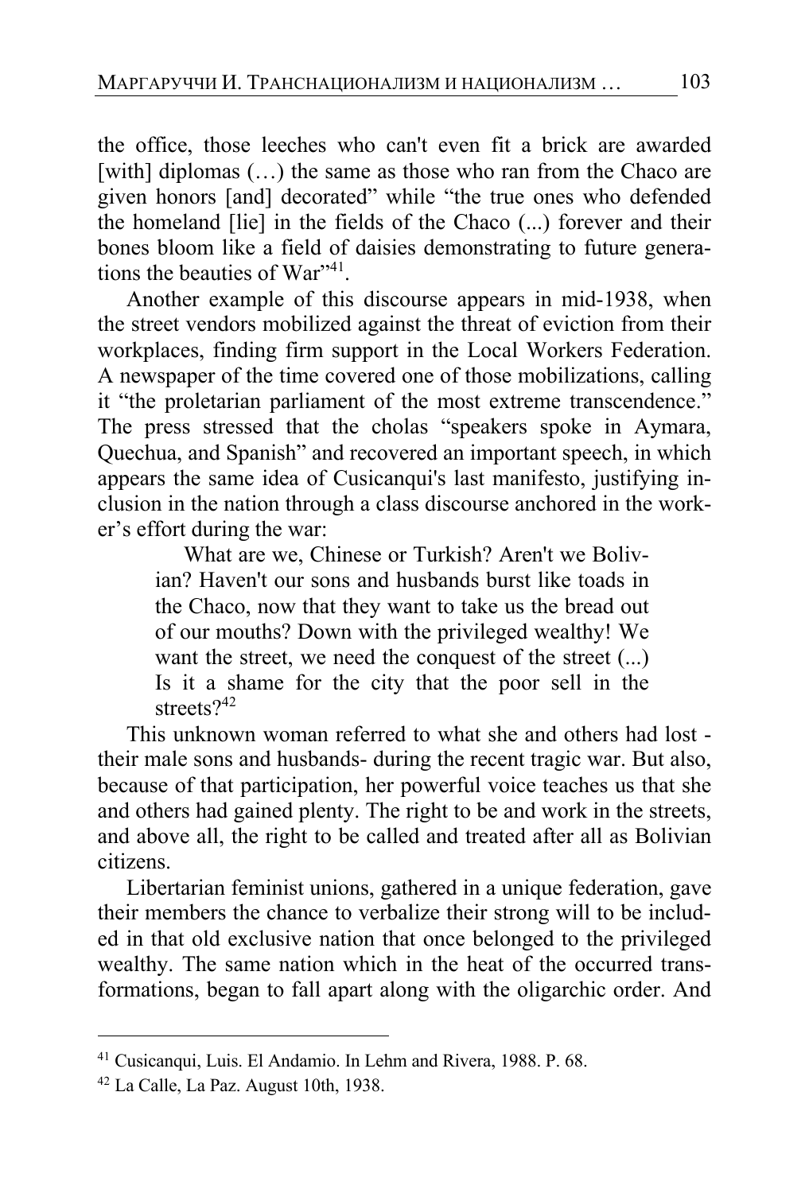the office, those leeches who can't even fit a brick are awarded [with] diplomas (…) the same as those who ran from the Chaco are given honors [and] decorated" while "the true ones who defended the homeland [lie] in the fields of the Chaco (...) forever and their bones bloom like a field of daisies demonstrating to future generations the beauties of War"[41].

Another example of this discourse appears in mid-1938, when the street vendors mobilized against the threat of eviction from their workplaces, finding firm support in the Local Workers Federation. A newspaper of the time covered one of those mobilizations, calling it "the proletarian parliament of the most extreme transcendence." The press stressed that the cholas "speakers spoke in Aymara, Quechua, and Spanish" and recovered an important speech, in which appears the same idea of Cusicanqui's last manifesto, justifying inclusion in the nation through a class discourse anchored in the worker's effort during the war:

> What are we, Chinese or Turkish? Aren't we Bolivian? Haven't our sons and husbands burst like toads in the Chaco, now that they want to take us the bread out of our mouths? Down with the privileged wealthy! We want the street, we need the conquest of the street (...) Is it a shame for the city that the poor sell in the streets?[42]

This unknown woman referred to what she and others had lost - their male sons and husbands- during the recent tragic war. But also, because of that participation, her powerful voice teaches us that she and others had gained plenty. The right to be and work in the streets, and above all, the right to be called and treated after all as Bolivian citizens.

Libertarian feminist unions, gathered in a unique federation, gave their members the chance to verbalize their strong will to be included in that old exclusive nation that once belonged to the privileged wealthy. The same nation which in the heat of the occurred transformations, began to fall apart along with the oligarchic order. And

---

[41] Cusicanqui, Luis. El Andamio. In Lehm and Rivera, 1988. P. 68.

[42] La Calle, La Paz. August 10th, 1938.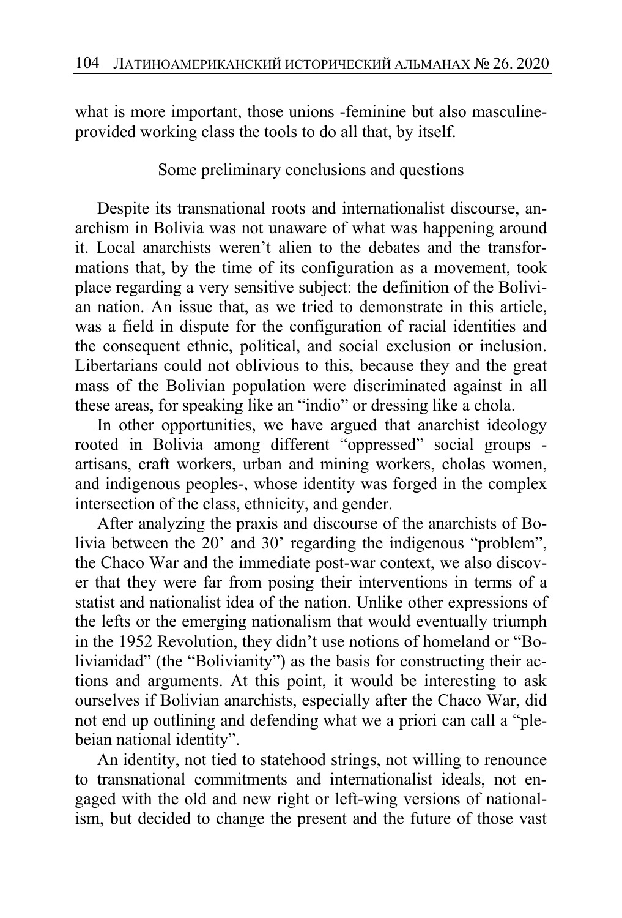what is more important, those unions -feminine but also masculine-provided working class the tools to do all that, by itself.

## Some preliminary conclusions and questions

Despite its transnational roots and internationalist discourse, anarchism in Bolivia was not unaware of what was happening around it. Local anarchists weren't alien to the debates and the transformations that, by the time of its configuration as a movement, took place regarding a very sensitive subject: the definition of the Bolivian nation. An issue that, as we tried to demonstrate in this article, was a field in dispute for the configuration of racial identities and the consequent ethnic, political, and social exclusion or inclusion. Libertarians could not oblivious to this, because they and the great mass of the Bolivian population were discriminated against in all these areas, for speaking like an "indio" or dressing like a chola.

In other opportunities, we have argued that anarchist ideology rooted in Bolivia among different "oppressed" social groups - artisans, craft workers, urban and mining workers, cholas women, and indigenous peoples-, whose identity was forged in the complex intersection of the class, ethnicity, and gender.

After analyzing the praxis and discourse of the anarchists of Bolivia between the 20' and 30' regarding the indigenous "problem", the Chaco War and the immediate post-war context, we also discover that they were far from posing their interventions in terms of a statist and nationalist idea of the nation. Unlike other expressions of the lefts or the emerging nationalism that would eventually triumph in the 1952 Revolution, they didn't use notions of homeland or "Bolivianidad" (the "Bolivianity") as the basis for constructing their actions and arguments. At this point, it would be interesting to ask ourselves if Bolivian anarchists, especially after the Chaco War, did not end up outlining and defending what we a priori can call a "plebeian national identity".

An identity, not tied to statehood strings, not willing to renounce to transnational commitments and internationalist ideals, not engaged with the old and new right or left-wing versions of nationalism, but decided to change the present and the future of those vast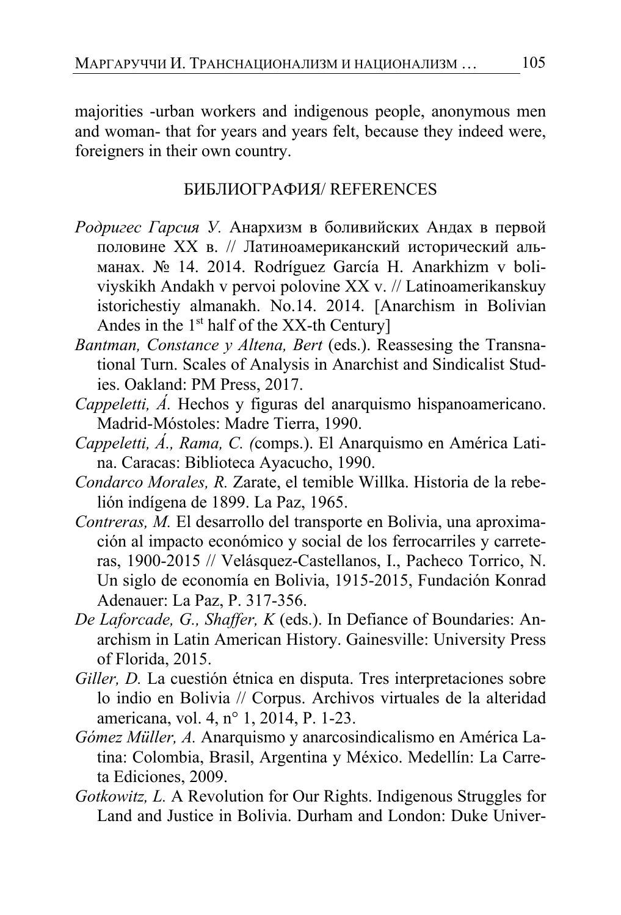majorities -urban workers and indigenous people, anonymous men and woman- that for years and years felt, because they indeed were, foreigners in their own country.

## БИБЛИОГРАФИЯ/ REFERENCES

*Родригес Гарсия У.* Анархизм в боливийских Андах в первой половине XX в. // Латиноамериканский исторический альманах. № 14. 2014. Rodríguez García H. Anarkhizm v boliviyskikh Andakh v pervoi polovine XX v. // Latinoamerikanskuy istorichestiy almanakh. No.14. 2014. [Anarchism in Bolivian Andes in the 1st half of the XX-th Century]

*Bantman, Constance y Altena, Bert* (eds.). Reassesing the Transnational Turn. Scales of Analysis in Anarchist and Sindicalist Studies. Oakland: PM Press, 2017.

*Cappeletti, Á.* Hechos y figuras del anarquismo hispanoamericano. Madrid-Móstoles: Madre Tierra, 1990.

*Cappeletti, Á., Rama, C. (*comps.). El Anarquismo en América Latina. Caracas: Biblioteca Ayacucho, 1990.

*Condarco Morales, R.* Zarate, el temible Willka. Historia de la rebelión indígena de 1899. La Paz, 1965.

*Contreras, M.* El desarrollo del transporte en Bolivia, una aproximación al impacto económico y social de los ferrocarriles y carreteras, 1900-2015 // Velásquez-Castellanos, I., Pacheco Torrico, N. Un siglo de economía en Bolivia, 1915-2015, Fundación Konrad Adenauer: La Paz, P. 317-356.

*De Laforcade, G., Shaffer, K* (eds.). In Defiance of Boundaries: Anarchism in Latin American History. Gainesville: University Press of Florida, 2015.

*Giller, D.* La cuestión étnica en disputa. Tres interpretaciones sobre lo indio en Bolivia // Corpus. Archivos virtuales de la alteridad americana, vol. 4, n° 1, 2014, P. 1-23.

*Gómez Müller, A.* Anarquismo y anarcosindicalismo en América Latina: Colombia, Brasil, Argentina y México. Medellín: La Carreta Ediciones, 2009.

*Gotkowitz, L.* A Revolution for Our Rights. Indigenous Struggles for Land and Justice in Bolivia. Durham and London: Duke Univer-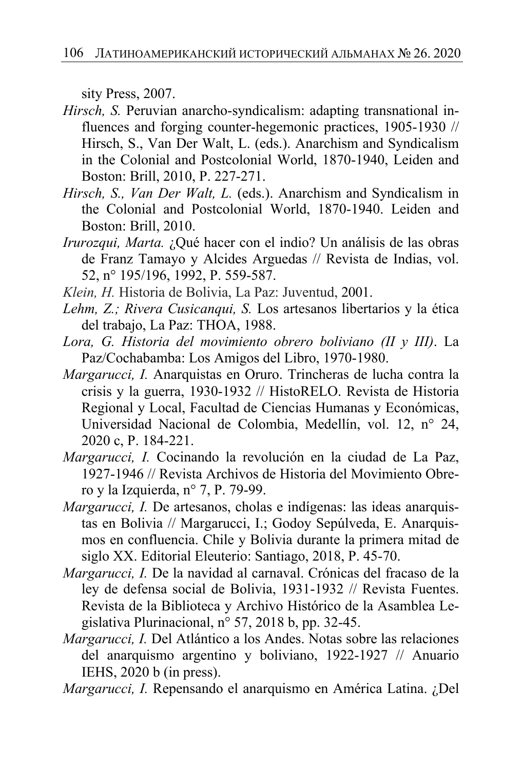sity Press, 2007.

*Hirsch, S.* Peruvian anarcho-syndicalism: adapting transnational influences and forging counter-hegemonic practices, 1905-1930 // Hirsch, S., Van Der Walt, L. (eds.). Anarchism and Syndicalism in the Colonial and Postcolonial World, 1870-1940, Leiden and Boston: Brill, 2010, P. 227-271.

*Hirsch, S., Van Der Walt, L.* (eds.). Anarchism and Syndicalism in the Colonial and Postcolonial World, 1870-1940. Leiden and Boston: Brill, 2010.

*Irurozqui, Marta.* ¿Qué hacer con el indio? Un análisis de las obras de Franz Tamayo y Alcides Arguedas // Revista de Indias, vol. 52, n° 195/196, 1992, P. 559-587.

*Klein, H.* Historia de Bolivia, La Paz: Juventud, 2001.

*Lehm, Z.; Rivera Cusicanqui, S.* Los artesanos libertarios y la ética del trabajo, La Paz: THOA, 1988.

*Lora, G. Historia del movimiento obrero boliviano (II y III)*. La Paz/Cochabamba: Los Amigos del Libro, 1970-1980.

*Margarucci, I.* Anarquistas en Oruro. Trincheras de lucha contra la crisis y la guerra, 1930-1932 // HistoRELO. Revista de Historia Regional y Local, Facultad de Ciencias Humanas y Económicas, Universidad Nacional de Colombia, Medellín, vol. 12, n° 24, 2020 c, P. 184-221.

*Margarucci, I.* Cocinando la revolución en la ciudad de La Paz, 1927-1946 // Revista Archivos de Historia del Movimiento Obrero y la Izquierda, n° 7, P. 79-99.

*Margarucci, I.* De artesanos, cholas e indígenas: las ideas anarquistas en Bolivia // Margarucci, I.; Godoy Sepúlveda, E. Anarquismos en confluencia. Chile y Bolivia durante la primera mitad de siglo XX. Editorial Eleuterio: Santiago, 2018, P. 45-70.

*Margarucci, I.* De la navidad al carnaval. Crónicas del fracaso de la ley de defensa social de Bolivia, 1931-1932 // Revista Fuentes. Revista de la Biblioteca y Archivo Histórico de la Asamblea Legislativa Plurinacional, n° 57, 2018 b, pp. 32-45.

*Margarucci, I.* Del Atlántico a los Andes. Notas sobre las relaciones del anarquismo argentino y boliviano, 1922-1927 // Anuario IEHS, 2020 b (in press).

*Margarucci, I.* Repensando el anarquismo en América Latina. ¿Del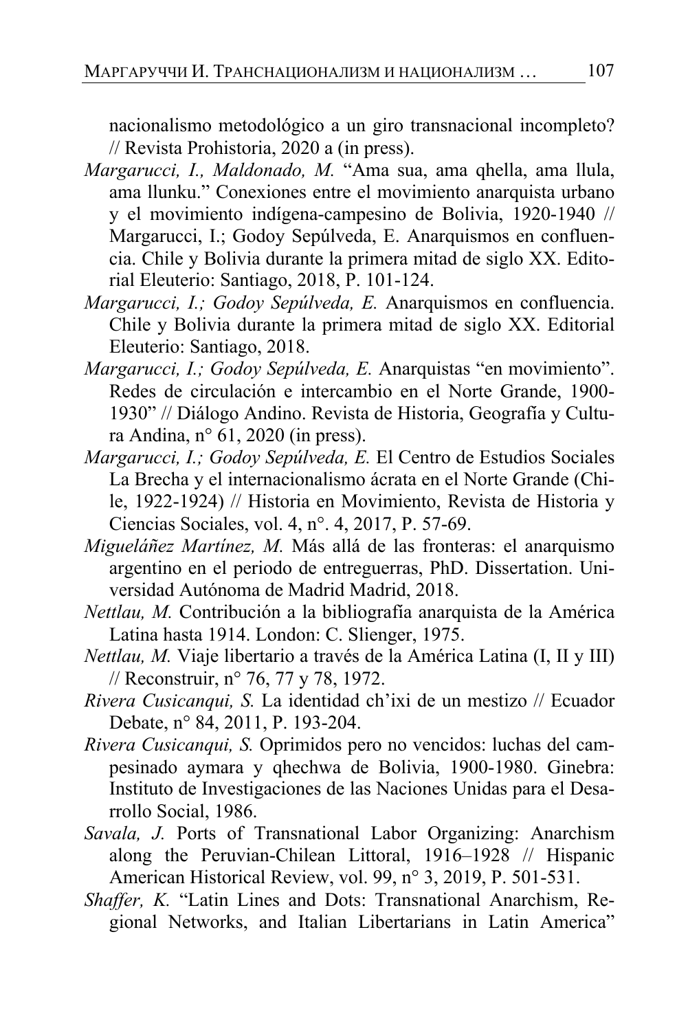nacionalismo metodológico a un giro transnacional incompleto? // Revista Prohistoria, 2020 a (in press).

*Margarucci, I., Maldonado, M.* "Ama sua, ama qhella, ama llula, ama llunku." Conexiones entre el movimiento anarquista urbano y el movimiento indígena-campesino de Bolivia, 1920-1940 // Margarucci, I.; Godoy Sepúlveda, E. Anarquismos en confluencia. Chile y Bolivia durante la primera mitad de siglo XX. Editorial Eleuterio: Santiago, 2018, P. 101-124.

*Margarucci, I.; Godoy Sepúlveda, E.* Anarquismos en confluencia. Chile y Bolivia durante la primera mitad de siglo XX. Editorial Eleuterio: Santiago, 2018.

*Margarucci, I.; Godoy Sepúlveda, E.* Anarquistas "en movimiento". Redes de circulación e intercambio en el Norte Grande, 1900-1930" // Diálogo Andino. Revista de Historia, Geografía y Cultura Andina, n° 61, 2020 (in press).

*Margarucci, I.; Godoy Sepúlveda, E.* El Centro de Estudios Sociales La Brecha y el internacionalismo ácrata en el Norte Grande (Chile, 1922-1924) // Historia en Movimiento, Revista de Historia y Ciencias Sociales, vol. 4, n°. 4, 2017, P. 57-69.

*Migueláñez Martínez, M.* Más allá de las fronteras: el anarquismo argentino en el periodo de entreguerras, PhD. Dissertation. Universidad Autónoma de Madrid Madrid, 2018.

*Nettlau, M.* Contribución a la bibliografía anarquista de la América Latina hasta 1914. London: C. Slienger, 1975.

*Nettlau, M.* Viaje libertario a través de la América Latina (I, II y III) // Reconstruir, n° 76, 77 y 78, 1972.

*Rivera Cusicanqui, S.* La identidad ch'ixi de un mestizo // Ecuador Debate, n° 84, 2011, P. 193-204.

*Rivera Cusicanqui, S.* Oprimidos pero no vencidos: luchas del campesinado aymara y qhechwa de Bolivia, 1900-1980. Ginebra: Instituto de Investigaciones de las Naciones Unidas para el Desarrollo Social, 1986.

*Savala, J.* Ports of Transnational Labor Organizing: Anarchism along the Peruvian-Chilean Littoral, 1916–1928 // Hispanic American Historical Review, vol. 99, n° 3, 2019, P. 501-531.

*Shaffer, K.* "Latin Lines and Dots: Transnational Anarchism, Regional Networks, and Italian Libertarians in Latin America"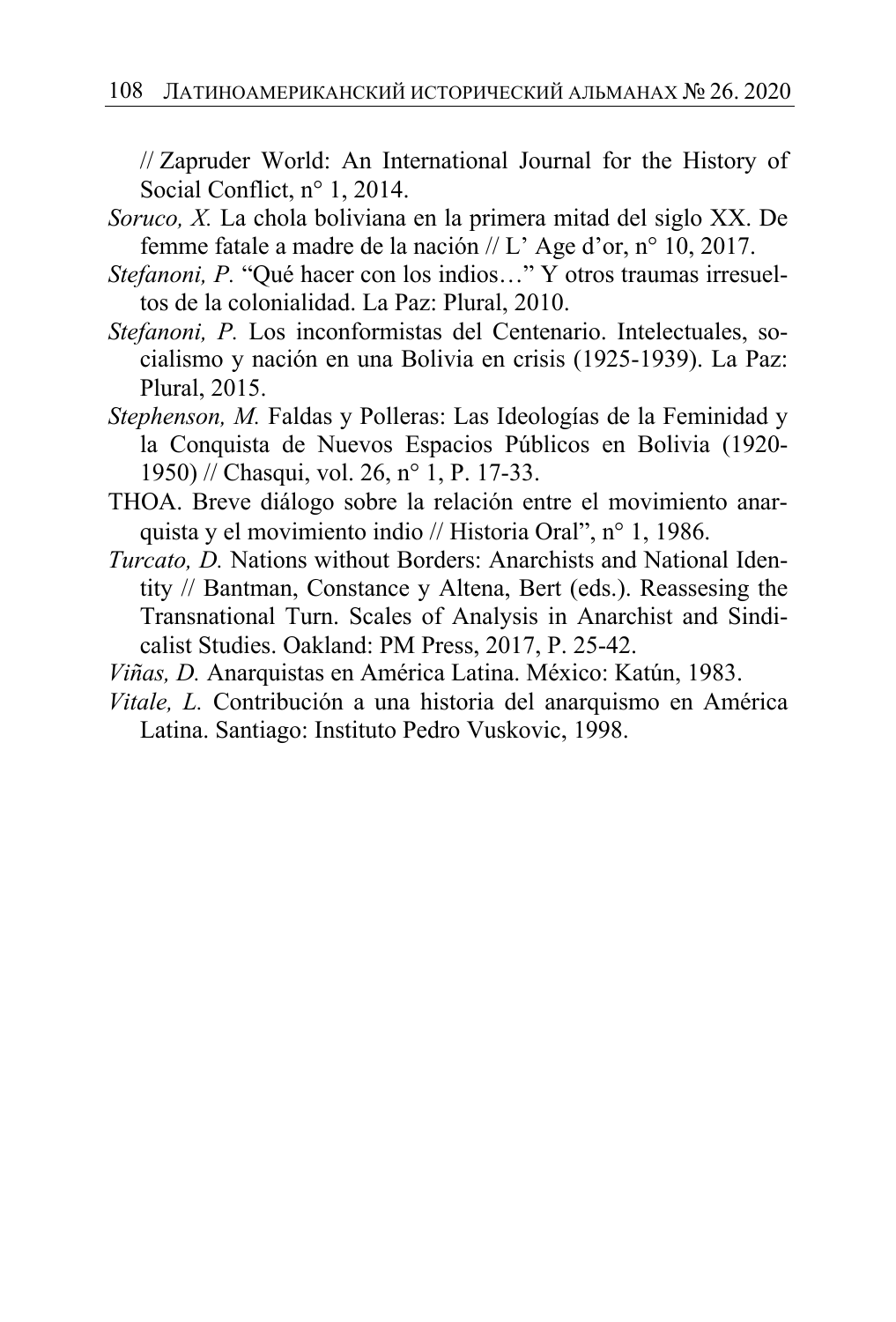// Zapruder World: An International Journal for the History of Social Conflict, n° 1, 2014.

*Soruco, X.* La chola boliviana en la primera mitad del siglo XX. De femme fatale a madre de la nación // L' Age d'or, n° 10, 2017.

*Stefanoni, P.* “Qué hacer con los indios…” Y otros traumas irresueltos de la colonialidad. La Paz: Plural, 2010.

*Stefanoni, P.* Los inconformistas del Centenario. Intelectuales, socialismo y nación en una Bolivia en crisis (1925-1939). La Paz: Plural, 2015.

*Stephenson, M.* Faldas y Polleras: Las Ideologías de la Feminidad y la Conquista de Nuevos Espacios Públicos en Bolivia (1920-1950) // Chasqui, vol. 26, n° 1, P. 17-33.

THOA. Breve diálogo sobre la relación entre el movimiento anarquista y el movimiento indio // Historia Oral”, n° 1, 1986.

*Turcato, D.* Nations without Borders: Anarchists and National Identity // Bantman, Constance y Altena, Bert (eds.). Reassesing the Transnational Turn. Scales of Analysis in Anarchist and Sindicalist Studies. Oakland: PM Press, 2017, P. 25-42.

*Viñas, D.* Anarquistas en América Latina. México: Katún, 1983.

*Vitale, L.* Contribución a una historia del anarquismo en América Latina. Santiago: Instituto Pedro Vuskovic, 1998.